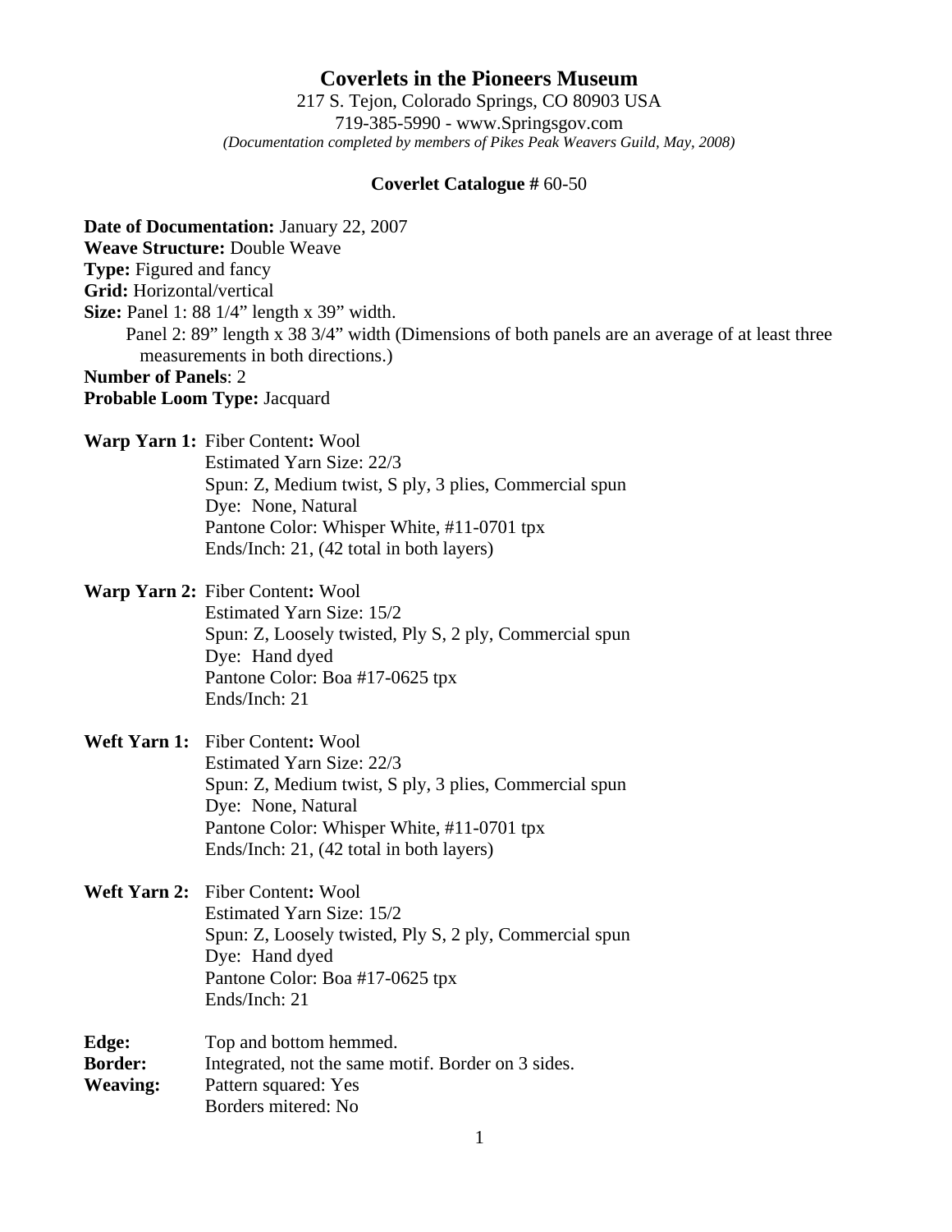# Coverlets in the Pioneers Museum

217 S. Tejon, Colorado Springs, CO 80903 USA
719-385-5990 - www.Springsgov.com
*(Documentation completed by members of Pikes Peak Weavers Guild, May, 2008)*

**Coverlet Catalogue #** 60-50

**Date of Documentation:** January 22, 2007
**Weave Structure:** Double Weave
**Type:** Figured and fancy
**Grid:** Horizontal/vertical
**Size:** Panel 1: 88 1/4" length x 39" width.
Panel 2: 89" length x 38 3/4" width (Dimensions of both panels are an average of at least three measurements in both directions.)
**Number of Panels**: 2
**Probable Loom Type:** Jacquard

**Warp Yarn 1:** Fiber Content**:** Wool
Estimated Yarn Size: 22/3
Spun: Z, Medium twist, S ply, 3 plies, Commercial spun
Dye: None, Natural
Pantone Color: Whisper White, #11-0701 tpx
Ends/Inch: 21, (42 total in both layers)

**Warp Yarn 2:** Fiber Content**:** Wool
Estimated Yarn Size: 15/2
Spun: Z, Loosely twisted, Ply S, 2 ply, Commercial spun
Dye: Hand dyed
Pantone Color: Boa #17-0625 tpx
Ends/Inch: 21

**Weft Yarn 1:** Fiber Content**:** Wool
Estimated Yarn Size: 22/3
Spun: Z, Medium twist, S ply, 3 plies, Commercial spun
Dye: None, Natural
Pantone Color: Whisper White, #11-0701 tpx
Ends/Inch: 21, (42 total in both layers)

**Weft Yarn 2:** Fiber Content**:** Wool
Estimated Yarn Size: 15/2
Spun: Z, Loosely twisted, Ply S, 2 ply, Commercial spun
Dye: Hand dyed
Pantone Color: Boa #17-0625 tpx
Ends/Inch: 21

**Edge:** Top and bottom hemmed.
**Border:** Integrated, not the same motif. Border on 3 sides.
**Weaving:** Pattern squared: Yes
Borders mitered: No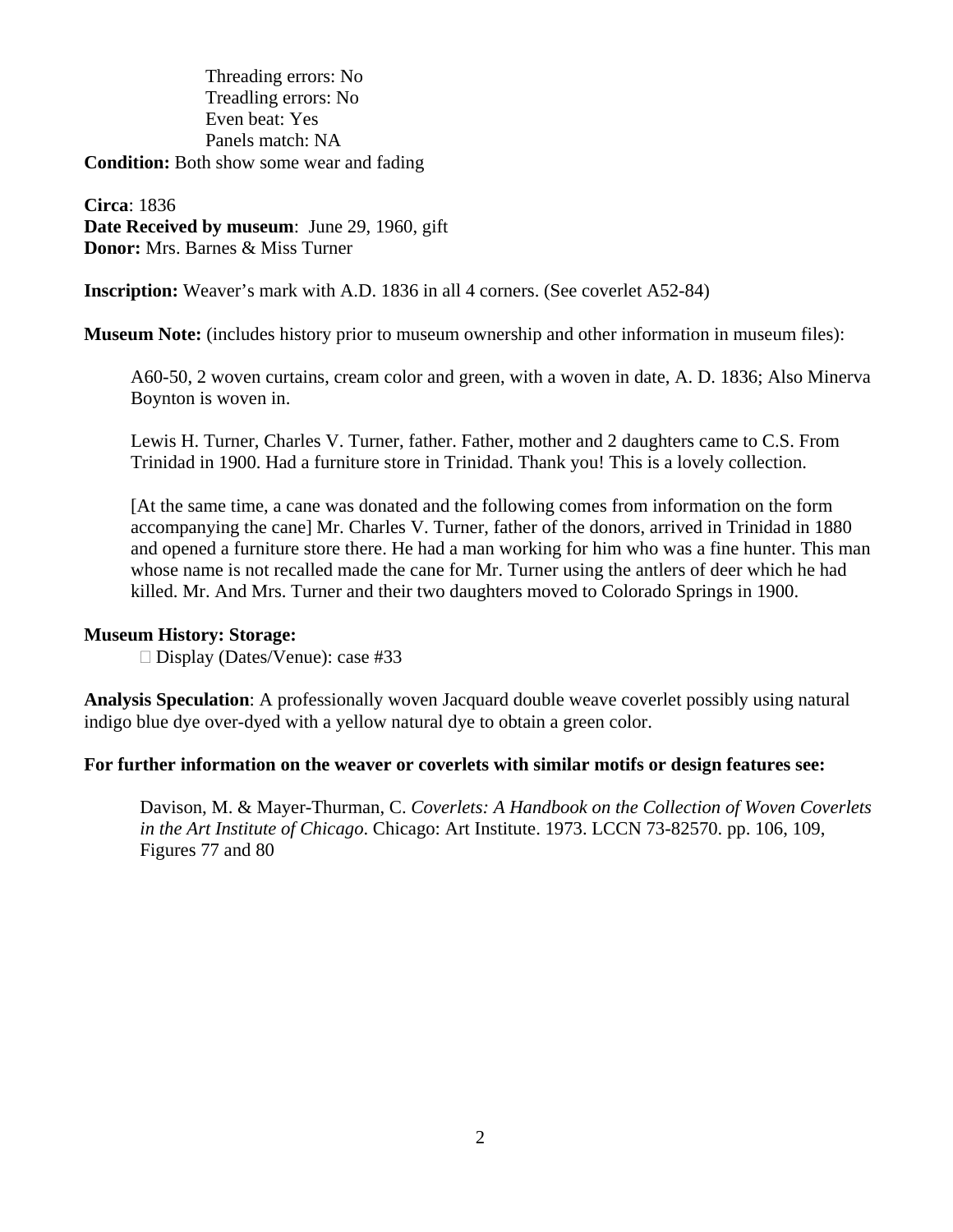Threading errors: No
Treadling errors: No
Even beat: Yes
Panels match: NA

**Condition:** Both show some wear and fading

**Circa**: 1836
**Date Received by museum**: June 29, 1960, gift
**Donor:** Mrs. Barnes & Miss Turner

**Inscription:** Weaver's mark with A.D. 1836 in all 4 corners. (See coverlet A52-84)

**Museum Note:** (includes history prior to museum ownership and other information in museum files):

> A60-50, 2 woven curtains, cream color and green, with a woven in date, A. D. 1836; Also Minerva Boynton is woven in.
>
> Lewis H. Turner, Charles V. Turner, father. Father, mother and 2 daughters came to C.S. From Trinidad in 1900. Had a furniture store in Trinidad. Thank you! This is a lovely collection.
>
> [At the same time, a cane was donated and the following comes from information on the form accompanying the cane] Mr. Charles V. Turner, father of the donors, arrived in Trinidad in 1880 and opened a furniture store there. He had a man working for him who was a fine hunter. This man whose name is not recalled made the cane for Mr. Turner using the antlers of deer which he had killed. Mr. And Mrs. Turner and their two daughters moved to Colorado Springs in 1900.

**Museum History: Storage:**

- Display (Dates/Venue): case #33

**Analysis Speculation**: A professionally woven Jacquard double weave coverlet possibly using natural indigo blue dye over-dyed with a yellow natural dye to obtain a green color.

**For further information on the weaver or coverlets with similar motifs or design features see:**

> Davison, M. & Mayer-Thurman, C. *Coverlets: A Handbook on the Collection of Woven Coverlets in the Art Institute of Chicago*. Chicago: Art Institute. 1973. LCCN 73-82570. pp. 106, 109, Figures 77 and 80